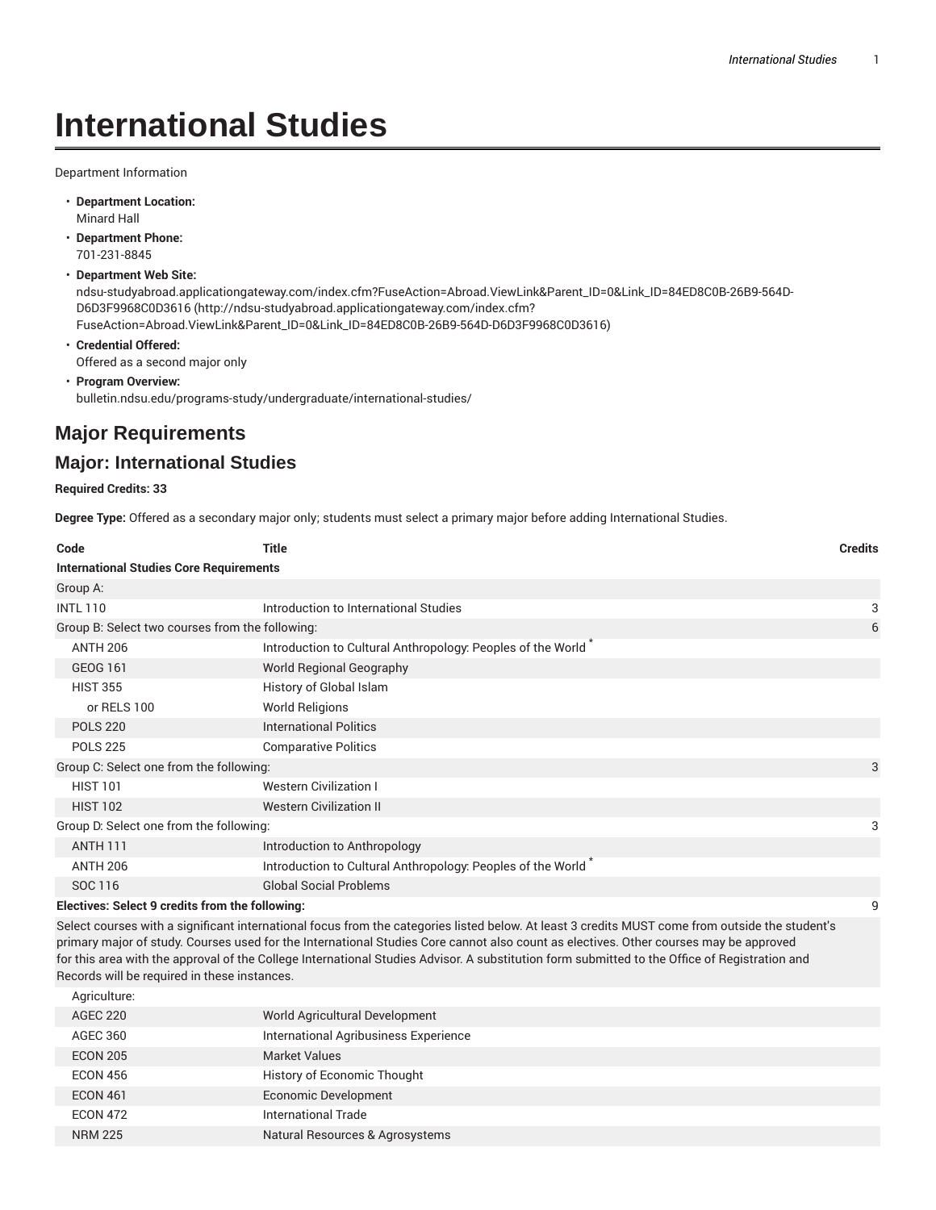# International Studies

Department Information

- **Department Location:**
  Minard Hall
- **Department Phone:**
  701-231-8845
- **Department Web Site:**
  ndsu-studyabroad.applicationgateway.com/index.cfm?FuseAction=Abroad.ViewLink&Parent_ID=0&Link_ID=84ED8C0B-26B9-564D-D6D3F9968C0D3616 (http://ndsu-studyabroad.applicationgateway.com/index.cfm?FuseAction=Abroad.ViewLink&Parent_ID=0&Link_ID=84ED8C0B-26B9-564D-D6D3F9968C0D3616)
- **Credential Offered:**
  Offered as a second major only
- **Program Overview:**
  bulletin.ndsu.edu/programs-study/undergraduate/international-studies/

## Major Requirements

## Major: International Studies

**Required Credits: 33**

**Degree Type:** Offered as a secondary major only; students must select a primary major before adding International Studies.

| Code | Title | Credits |
|---|---|---|
| **International Studies Core Requirements** | | |
| Group A: | | |
| INTL 110 | Introduction to International Studies | 3 |
| Group B: Select two courses from the following: | | 6 |
| ANTH 206 | Introduction to Cultural Anthropology: Peoples of the World * | |
| GEOG 161 | World Regional Geography | |
| HIST 355 | History of Global Islam | |
| or RELS 100 | World Religions | |
| POLS 220 | International Politics | |
| POLS 225 | Comparative Politics | |
| Group C: Select one from the following: | | 3 |
| HIST 101 | Western Civilization I | |
| HIST 102 | Western Civilization II | |
| Group D: Select one from the following: | | 3 |
| ANTH 111 | Introduction to Anthropology | |
| ANTH 206 | Introduction to Cultural Anthropology: Peoples of the World * | |
| SOC 116 | Global Social Problems | |
| **Electives: Select 9 credits from the following:** | | 9 |
| Select courses with a significant international focus from the categories listed below. At least 3 credits MUST come from outside the student's primary major of study. Courses used for the International Studies Core cannot also count as electives. Other courses may be approved for this area with the approval of the College International Studies Advisor. A substitution form submitted to the Office of Registration and Records will be required in these instances. | | |
| Agriculture: | | |
| AGEC 220 | World Agricultural Development | |
| AGEC 360 | International Agribusiness Experience | |
| ECON 205 | Market Values | |
| ECON 456 | History of Economic Thought | |
| ECON 461 | Economic Development | |
| ECON 472 | International Trade | |
| NRM 225 | Natural Resources & Agrosystems | |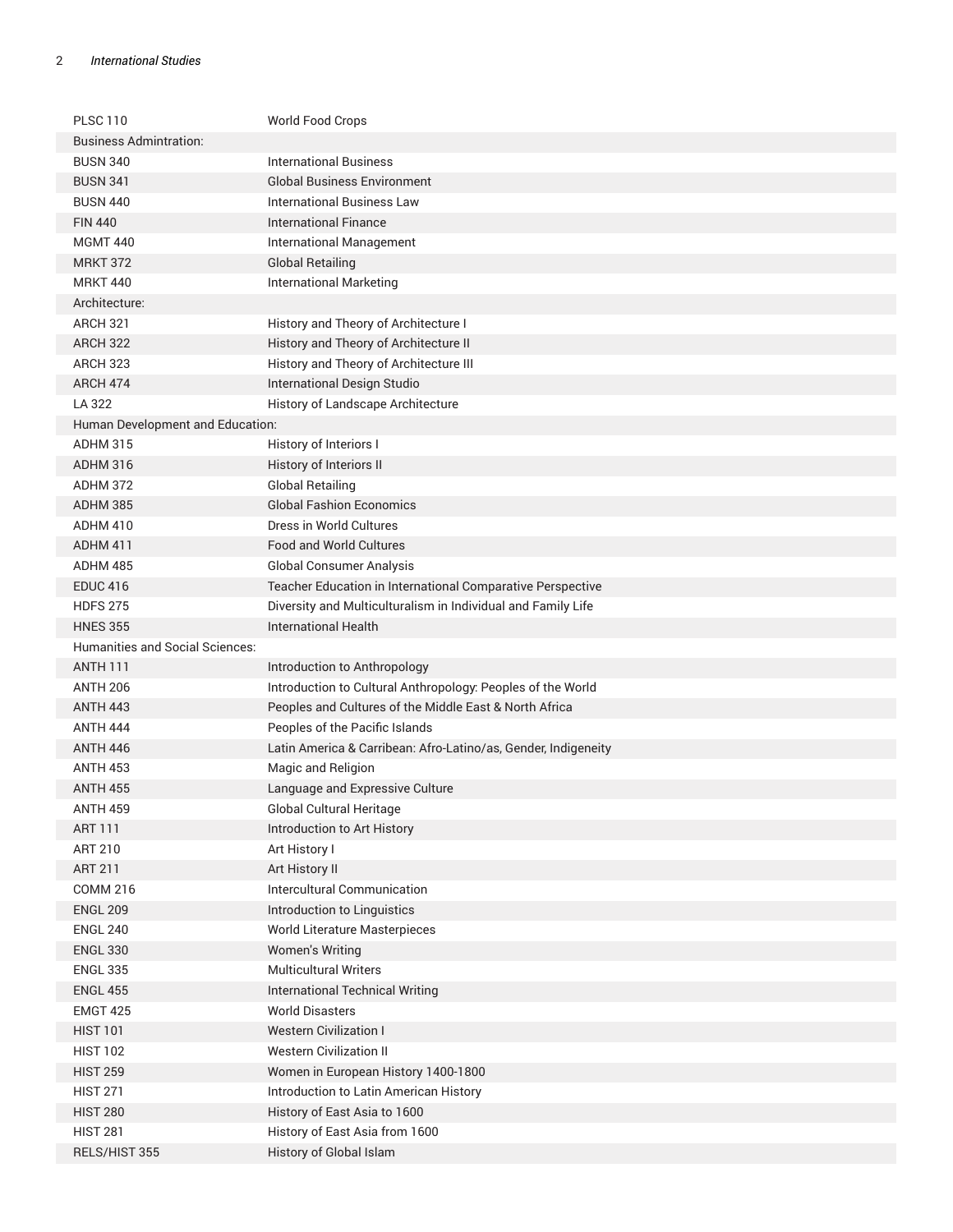| | |
|---|---|
| PLSC 110 | World Food Crops |
| Business Admintration: | |
| BUSN 340 | International Business |
| BUSN 341 | Global Business Environment |
| BUSN 440 | International Business Law |
| FIN 440 | International Finance |
| MGMT 440 | International Management |
| MRKT 372 | Global Retailing |
| MRKT 440 | International Marketing |
| Architecture: | |
| ARCH 321 | History and Theory of Architecture I |
| ARCH 322 | History and Theory of Architecture II |
| ARCH 323 | History and Theory of Architecture III |
| ARCH 474 | International Design Studio |
| LA 322 | History of Landscape Architecture |
| Human Development and Education: | |
| ADHM 315 | History of Interiors I |
| ADHM 316 | History of Interiors II |
| ADHM 372 | Global Retailing |
| ADHM 385 | Global Fashion Economics |
| ADHM 410 | Dress in World Cultures |
| ADHM 411 | Food and World Cultures |
| ADHM 485 | Global Consumer Analysis |
| EDUC 416 | Teacher Education in International Comparative Perspective |
| HDFS 275 | Diversity and Multiculturalism in Individual and Family Life |
| HNES 355 | International Health |
| Humanities and Social Sciences: | |
| ANTH 111 | Introduction to Anthropology |
| ANTH 206 | Introduction to Cultural Anthropology: Peoples of the World |
| ANTH 443 | Peoples and Cultures of the Middle East & North Africa |
| ANTH 444 | Peoples of the Pacific Islands |
| ANTH 446 | Latin America & Carribean: Afro-Latino/as, Gender, Indigeneity |
| ANTH 453 | Magic and Religion |
| ANTH 455 | Language and Expressive Culture |
| ANTH 459 | Global Cultural Heritage |
| ART 111 | Introduction to Art History |
| ART 210 | Art History I |
| ART 211 | Art History II |
| COMM 216 | Intercultural Communication |
| ENGL 209 | Introduction to Linguistics |
| ENGL 240 | World Literature Masterpieces |
| ENGL 330 | Women's Writing |
| ENGL 335 | Multicultural Writers |
| ENGL 455 | International Technical Writing |
| EMGT 425 | World Disasters |
| HIST 101 | Western Civilization I |
| HIST 102 | Western Civilization II |
| HIST 259 | Women in European History 1400-1800 |
| HIST 271 | Introduction to Latin American History |
| HIST 280 | History of East Asia to 1600 |
| HIST 281 | History of East Asia from 1600 |
| RELS/HIST 355 | History of Global Islam |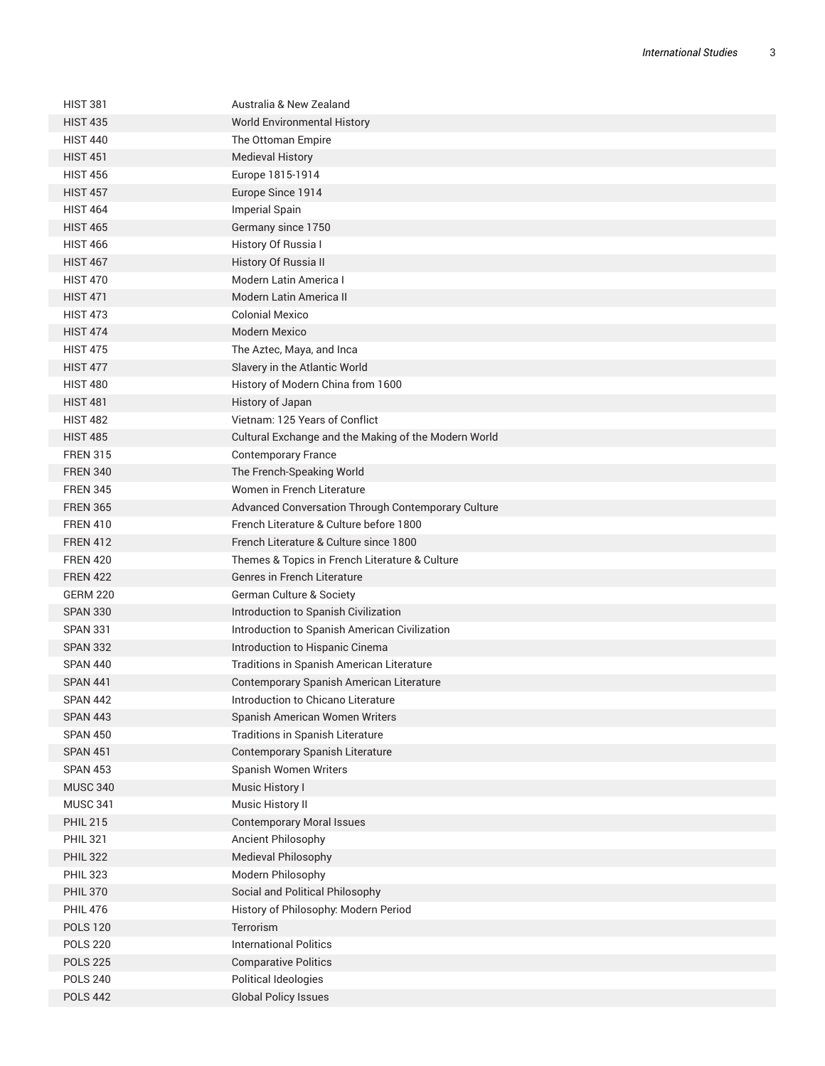| | |
|---|---|
| HIST 381 | Australia & New Zealand |
| HIST 435 | World Environmental History |
| HIST 440 | The Ottoman Empire |
| HIST 451 | Medieval History |
| HIST 456 | Europe 1815-1914 |
| HIST 457 | Europe Since 1914 |
| HIST 464 | Imperial Spain |
| HIST 465 | Germany since 1750 |
| HIST 466 | History Of Russia I |
| HIST 467 | History Of Russia II |
| HIST 470 | Modern Latin America I |
| HIST 471 | Modern Latin America II |
| HIST 473 | Colonial Mexico |
| HIST 474 | Modern Mexico |
| HIST 475 | The Aztec, Maya, and Inca |
| HIST 477 | Slavery in the Atlantic World |
| HIST 480 | History of Modern China from 1600 |
| HIST 481 | History of Japan |
| HIST 482 | Vietnam: 125 Years of Conflict |
| HIST 485 | Cultural Exchange and the Making of the Modern World |
| FREN 315 | Contemporary France |
| FREN 340 | The French-Speaking World |
| FREN 345 | Women in French Literature |
| FREN 365 | Advanced Conversation Through Contemporary Culture |
| FREN 410 | French Literature & Culture before 1800 |
| FREN 412 | French Literature & Culture since 1800 |
| FREN 420 | Themes & Topics in French Literature & Culture |
| FREN 422 | Genres in French Literature |
| GERM 220 | German Culture & Society |
| SPAN 330 | Introduction to Spanish Civilization |
| SPAN 331 | Introduction to Spanish American Civilization |
| SPAN 332 | Introduction to Hispanic Cinema |
| SPAN 440 | Traditions in Spanish American Literature |
| SPAN 441 | Contemporary Spanish American Literature |
| SPAN 442 | Introduction to Chicano Literature |
| SPAN 443 | Spanish American Women Writers |
| SPAN 450 | Traditions in Spanish Literature |
| SPAN 451 | Contemporary Spanish Literature |
| SPAN 453 | Spanish Women Writers |
| MUSC 340 | Music History I |
| MUSC 341 | Music History II |
| PHIL 215 | Contemporary Moral Issues |
| PHIL 321 | Ancient Philosophy |
| PHIL 322 | Medieval Philosophy |
| PHIL 323 | Modern Philosophy |
| PHIL 370 | Social and Political Philosophy |
| PHIL 476 | History of Philosophy: Modern Period |
| POLS 120 | Terrorism |
| POLS 220 | International Politics |
| POLS 225 | Comparative Politics |
| POLS 240 | Political Ideologies |
| POLS 442 | Global Policy Issues |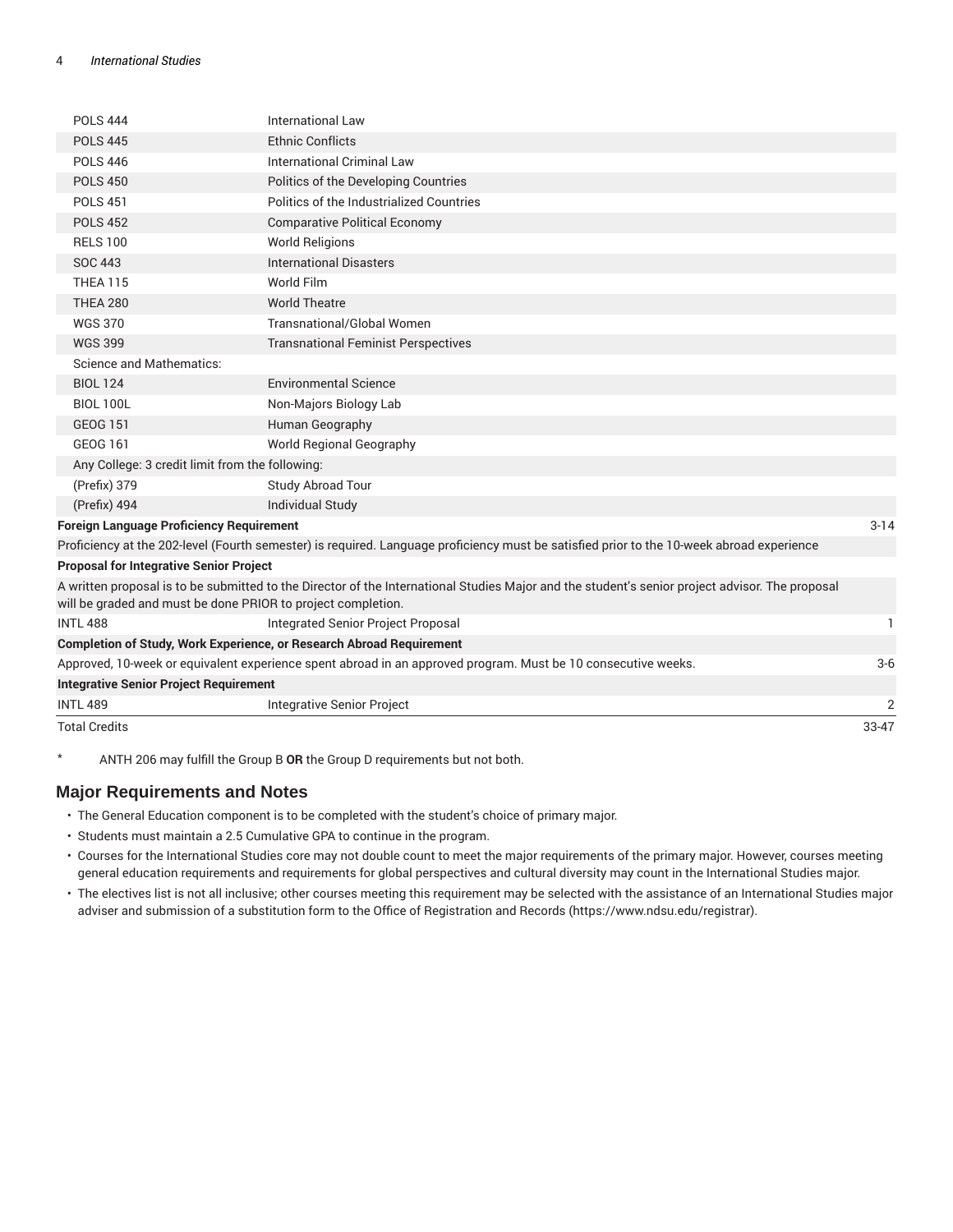| | | |
|---|---|---|
| POLS 444 | International Law | |
| POLS 445 | Ethnic Conflicts | |
| POLS 446 | International Criminal Law | |
| POLS 450 | Politics of the Developing Countries | |
| POLS 451 | Politics of the Industrialized Countries | |
| POLS 452 | Comparative Political Economy | |
| RELS 100 | World Religions | |
| SOC 443 | International Disasters | |
| THEA 115 | World Film | |
| THEA 280 | World Theatre | |
| WGS 370 | Transnational/Global Women | |
| WGS 399 | Transnational Feminist Perspectives | |
| Science and Mathematics: | | |
| BIOL 124 | Environmental Science | |
| BIOL 100L | Non-Majors Biology Lab | |
| GEOG 151 | Human Geography | |
| GEOG 161 | World Regional Geography | |
| Any College: 3 credit limit from the following: | | |
| (Prefix) 379 | Study Abroad Tour | |
| (Prefix) 494 | Individual Study | |
| **Foreign Language Proficiency Requirement** | | 3-14 |
| Proficiency at the 202-level (Fourth semester) is required. Language proficiency must be satisfied prior to the 10-week abroad experience | | |
| **Proposal for Integrative Senior Project** | | |
| A written proposal is to be submitted to the Director of the International Studies Major and the student's senior project advisor. The proposal will be graded and must be done PRIOR to project completion. | | |
| INTL 488 | Integrated Senior Project Proposal | 1 |
| **Completion of Study, Work Experience, or Research Abroad Requirement** | | |
| Approved, 10-week or equivalent experience spent abroad in an approved program. Must be 10 consecutive weeks. | | 3-6 |
| **Integrative Senior Project Requirement** | | |
| INTL 489 | Integrative Senior Project | 2 |
| Total Credits | | 33-47 |

* ANTH 206 may fulfill the Group B **OR** the Group D requirements but not both.

## Major Requirements and Notes

- The General Education component is to be completed with the student's choice of primary major.
- Students must maintain a 2.5 Cumulative GPA to continue in the program.
- Courses for the International Studies core may not double count to meet the major requirements of the primary major. However, courses meeting general education requirements and requirements for global perspectives and cultural diversity may count in the International Studies major.
- The electives list is not all inclusive; other courses meeting this requirement may be selected with the assistance of an International Studies major adviser and submission of a substitution form to the Office of Registration and Records (https://www.ndsu.edu/registrar).